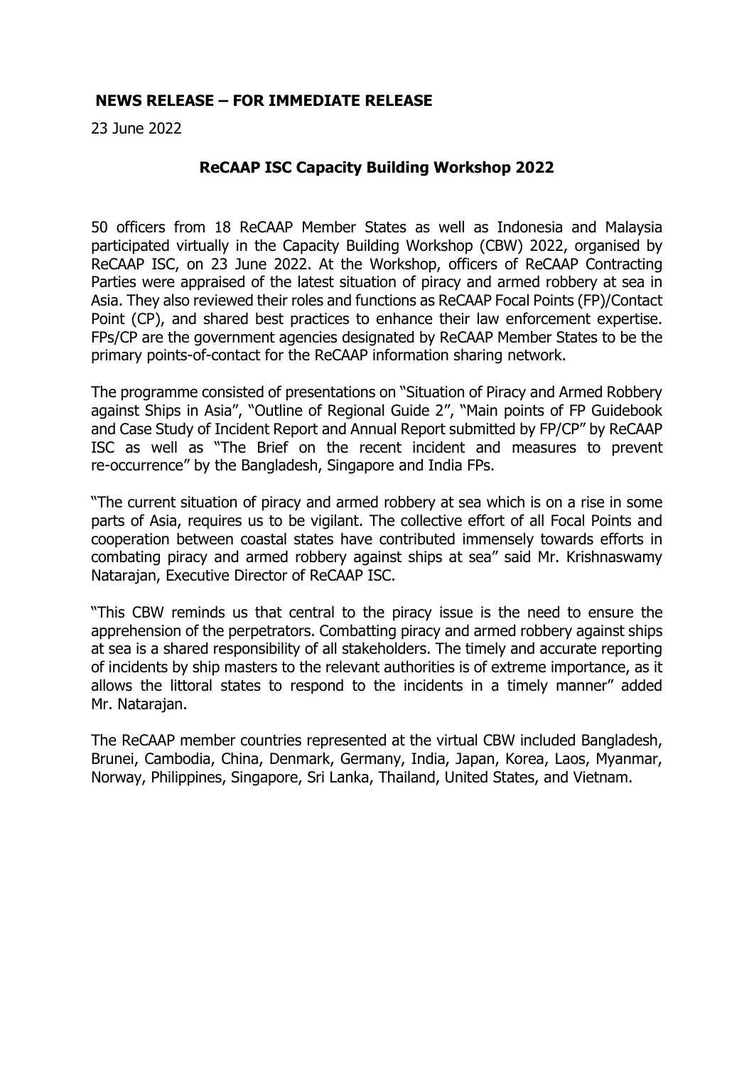**NEWS RELEASE – FOR IMMEDIATE RELEASE**

23 June 2022

## ReCAAP ISC Capacity Building Workshop 2022

50 officers from 18 ReCAAP Member States as well as Indonesia and Malaysia participated virtually in the Capacity Building Workshop (CBW) 2022, organised by ReCAAP ISC, on 23 June 2022. At the Workshop, officers of ReCAAP Contracting Parties were appraised of the latest situation of piracy and armed robbery at sea in Asia. They also reviewed their roles and functions as ReCAAP Focal Points (FP)/Contact Point (CP), and shared best practices to enhance their law enforcement expertise. FPs/CP are the government agencies designated by ReCAAP Member States to be the primary points-of-contact for the ReCAAP information sharing network.

The programme consisted of presentations on "Situation of Piracy and Armed Robbery against Ships in Asia", "Outline of Regional Guide 2", "Main points of FP Guidebook and Case Study of Incident Report and Annual Report submitted by FP/CP" by ReCAAP ISC as well as "The Brief on the recent incident and measures to prevent re-occurrence" by the Bangladesh, Singapore and India FPs.

"The current situation of piracy and armed robbery at sea which is on a rise in some parts of Asia, requires us to be vigilant. The collective effort of all Focal Points and cooperation between coastal states have contributed immensely towards efforts in combating piracy and armed robbery against ships at sea" said Mr. Krishnaswamy Natarajan, Executive Director of ReCAAP ISC.

"This CBW reminds us that central to the piracy issue is the need to ensure the apprehension of the perpetrators. Combatting piracy and armed robbery against ships at sea is a shared responsibility of all stakeholders. The timely and accurate reporting of incidents by ship masters to the relevant authorities is of extreme importance, as it allows the littoral states to respond to the incidents in a timely manner" added Mr. Natarajan.

The ReCAAP member countries represented at the virtual CBW included Bangladesh, Brunei, Cambodia, China, Denmark, Germany, India, Japan, Korea, Laos, Myanmar, Norway, Philippines, Singapore, Sri Lanka, Thailand, United States, and Vietnam.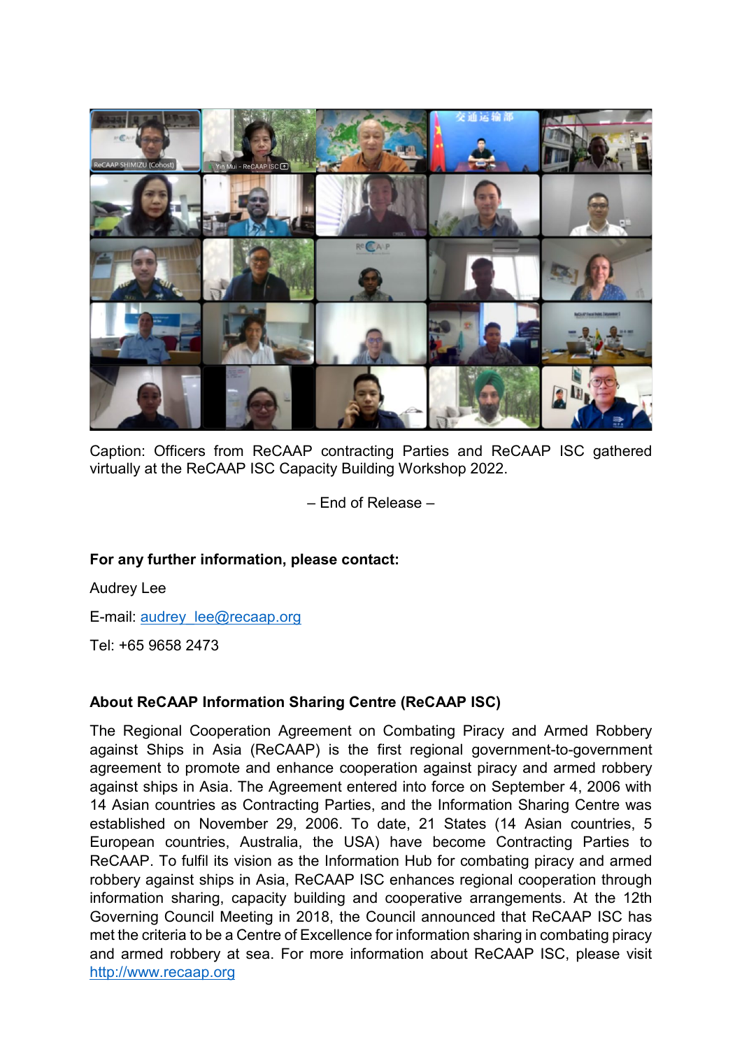Caption: Officers from ReCAAP contracting Parties and ReCAAP ISC gathered virtually at the ReCAAP ISC Capacity Building Workshop 2022.

– End of Release –

**For any further information, please contact:**

Audrey Lee

E-mail: audrey_lee@recaap.org

Tel: +65 9658 2473

**About ReCAAP Information Sharing Centre (ReCAAP ISC)**

The Regional Cooperation Agreement on Combating Piracy and Armed Robbery against Ships in Asia (ReCAAP) is the first regional government-to-government agreement to promote and enhance cooperation against piracy and armed robbery against ships in Asia. The Agreement entered into force on September 4, 2006 with 14 Asian countries as Contracting Parties, and the Information Sharing Centre was established on November 29, 2006. To date, 21 States (14 Asian countries, 5 European countries, Australia, the USA) have become Contracting Parties to ReCAAP. To fulfil its vision as the Information Hub for combating piracy and armed robbery against ships in Asia, ReCAAP ISC enhances regional cooperation through information sharing, capacity building and cooperative arrangements. At the 12th Governing Council Meeting in 2018, the Council announced that ReCAAP ISC has met the criteria to be a Centre of Excellence for information sharing in combating piracy and armed robbery at sea. For more information about ReCAAP ISC, please visit http://www.recaap.org